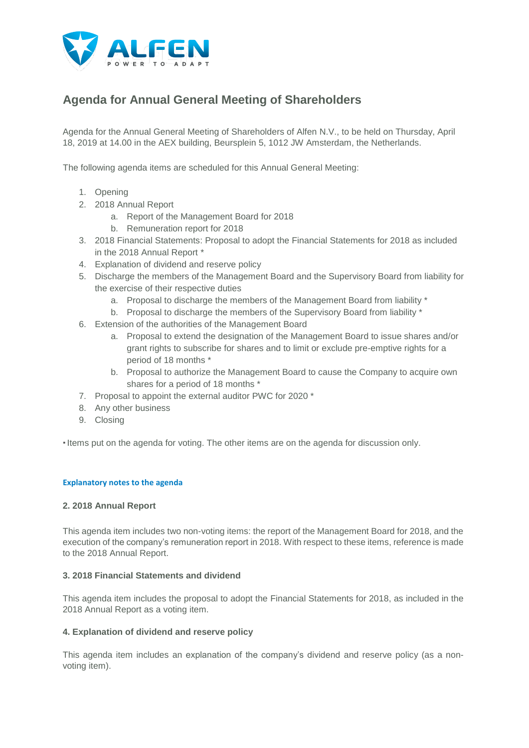# Agenda for Annual General Meeting of Shareholders

Agenda for the Annual General Meeting of Shareholders of Alfen N.V., to be held on Thursday, April 18, 2019 at 14.00 in the AEX building, Beursplein 5, 1012 JW Amsterdam, the Netherlands.

The following agenda items are scheduled for this Annual General Meeting:

1. Opening
2. 2018 Annual Report
   a. Report of the Management Board for 2018
   b. Remuneration report for 2018
3. 2018 Financial Statements: Proposal to adopt the Financial Statements for 2018 as included in the 2018 Annual Report *
4. Explanation of dividend and reserve policy
5. Discharge the members of the Management Board and the Supervisory Board from liability for the exercise of their respective duties
   a. Proposal to discharge the members of the Management Board from liability *
   b. Proposal to discharge the members of the Supervisory Board from liability *
6. Extension of the authorities of the Management Board
   a. Proposal to extend the designation of the Management Board to issue shares and/or grant rights to subscribe for shares and to limit or exclude pre-emptive rights for a period of 18 months *
   b. Proposal to authorize the Management Board to cause the Company to acquire own shares for a period of 18 months *
7. Proposal to appoint the external auditor PWC for 2020 *
8. Any other business
9. Closing

* Items put on the agenda for voting. The other items are on the agenda for discussion only.

## Explanatory notes to the agenda

### 2. 2018 Annual Report

This agenda item includes two non-voting items: the report of the Management Board for 2018, and the execution of the company's remuneration report in 2018. With respect to these items, reference is made to the 2018 Annual Report.

### 3. 2018 Financial Statements and dividend

This agenda item includes the proposal to adopt the Financial Statements for 2018, as included in the 2018 Annual Report as a voting item.

### 4. Explanation of dividend and reserve policy

This agenda item includes an explanation of the company's dividend and reserve policy (as a non-voting item).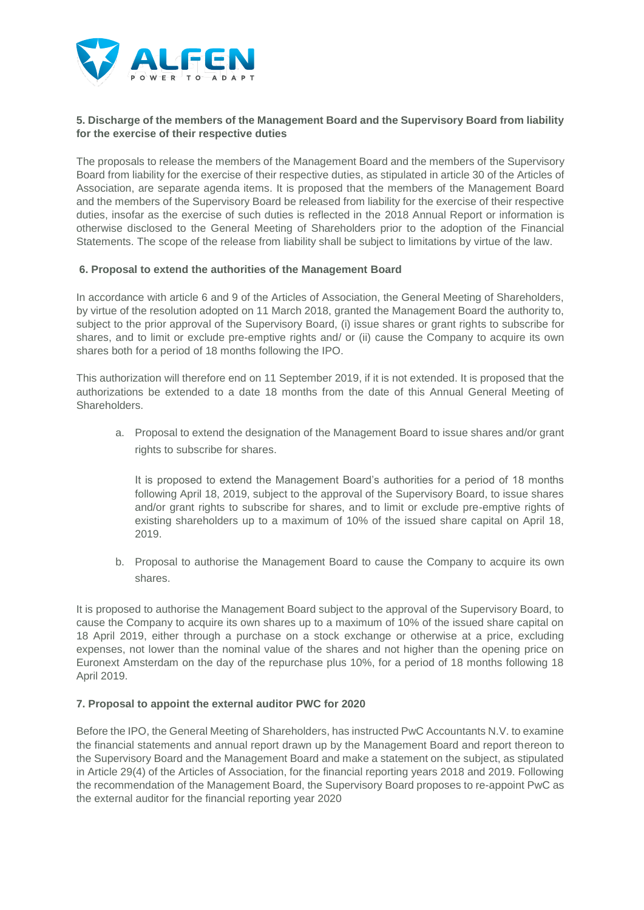### 5. Discharge of the members of the Management Board and the Supervisory Board from liability for the exercise of their respective duties

The proposals to release the members of the Management Board and the members of the Supervisory Board from liability for the exercise of their respective duties, as stipulated in article 30 of the Articles of Association, are separate agenda items. It is proposed that the members of the Management Board and the members of the Supervisory Board be released from liability for the exercise of their respective duties, insofar as the exercise of such duties is reflected in the 2018 Annual Report or information is otherwise disclosed to the General Meeting of Shareholders prior to the adoption of the Financial Statements. The scope of the release from liability shall be subject to limitations by virtue of the law.

### 6. Proposal to extend the authorities of the Management Board

In accordance with article 6 and 9 of the Articles of Association, the General Meeting of Shareholders, by virtue of the resolution adopted on 11 March 2018, granted the Management Board the authority to, subject to the prior approval of the Supervisory Board, (i) issue shares or grant rights to subscribe for shares, and to limit or exclude pre-emptive rights and/ or (ii) cause the Company to acquire its own shares both for a period of 18 months following the IPO.

This authorization will therefore end on 11 September 2019, if it is not extended. It is proposed that the authorizations be extended to a date 18 months from the date of this Annual General Meeting of Shareholders.

a. Proposal to extend the designation of the Management Board to issue shares and/or grant rights to subscribe for shares.

   It is proposed to extend the Management Board's authorities for a period of 18 months following April 18, 2019, subject to the approval of the Supervisory Board, to issue shares and/or grant rights to subscribe for shares, and to limit or exclude pre-emptive rights of existing shareholders up to a maximum of 10% of the issued share capital on April 18, 2019.

b. Proposal to authorise the Management Board to cause the Company to acquire its own shares.

It is proposed to authorise the Management Board subject to the approval of the Supervisory Board, to cause the Company to acquire its own shares up to a maximum of 10% of the issued share capital on 18 April 2019, either through a purchase on a stock exchange or otherwise at a price, excluding expenses, not lower than the nominal value of the shares and not higher than the opening price on Euronext Amsterdam on the day of the repurchase plus 10%, for a period of 18 months following 18 April 2019.

### 7. Proposal to appoint the external auditor PWC for 2020

Before the IPO, the General Meeting of Shareholders, has instructed PwC Accountants N.V. to examine the financial statements and annual report drawn up by the Management Board and report thereon to the Supervisory Board and the Management Board and make a statement on the subject, as stipulated in Article 29(4) of the Articles of Association, for the financial reporting years 2018 and 2019. Following the recommendation of the Management Board, the Supervisory Board proposes to re-appoint PwC as the external auditor for the financial reporting year 2020